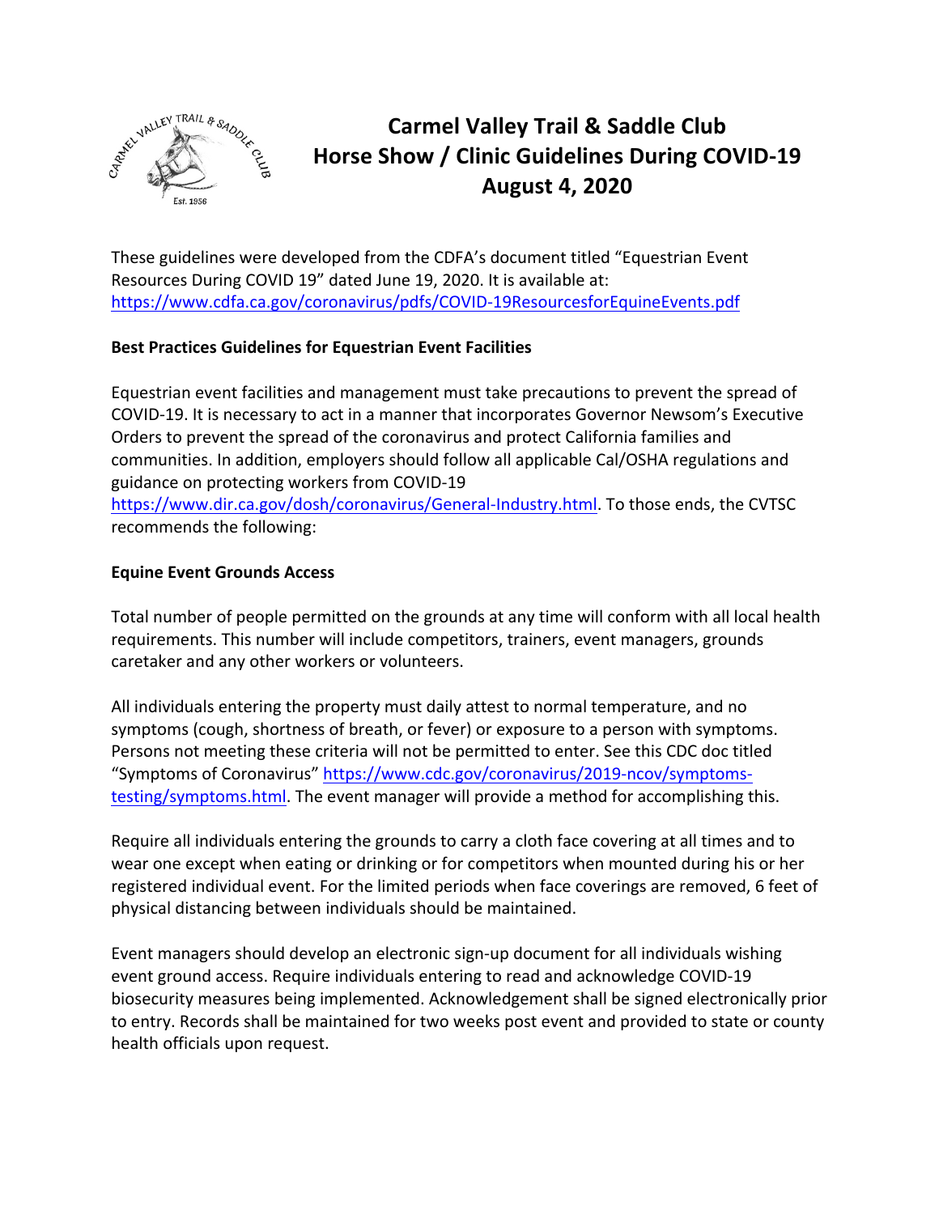# Carmel Valley Trail & Saddle Club
## Horse Show / Clinic Guidelines During COVID-19
## August 4, 2020

These guidelines were developed from the CDFA's document titled "Equestrian Event Resources During COVID 19" dated June 19, 2020. It is available at: https://www.cdfa.ca.gov/coronavirus/pdfs/COVID-19ResourcesforEquineEvents.pdf

**Best Practices Guidelines for Equestrian Event Facilities**

Equestrian event facilities and management must take precautions to prevent the spread of COVID-19. It is necessary to act in a manner that incorporates Governor Newsom's Executive Orders to prevent the spread of the coronavirus and protect California families and communities. In addition, employers should follow all applicable Cal/OSHA regulations and guidance on protecting workers from COVID-19 https://www.dir.ca.gov/dosh/coronavirus/General-Industry.html. To those ends, the CVTSC recommends the following:

**Equine Event Grounds Access**

Total number of people permitted on the grounds at any time will conform with all local health requirements. This number will include competitors, trainers, event managers, grounds caretaker and any other workers or volunteers.

All individuals entering the property must daily attest to normal temperature, and no symptoms (cough, shortness of breath, or fever) or exposure to a person with symptoms. Persons not meeting these criteria will not be permitted to enter. See this CDC doc titled "Symptoms of Coronavirus" https://www.cdc.gov/coronavirus/2019-ncov/symptoms-testing/symptoms.html. The event manager will provide a method for accomplishing this.

Require all individuals entering the grounds to carry a cloth face covering at all times and to wear one except when eating or drinking or for competitors when mounted during his or her registered individual event. For the limited periods when face coverings are removed, 6 feet of physical distancing between individuals should be maintained.

Event managers should develop an electronic sign-up document for all individuals wishing event ground access. Require individuals entering to read and acknowledge COVID-19 biosecurity measures being implemented. Acknowledgement shall be signed electronically prior to entry. Records shall be maintained for two weeks post event and provided to state or county health officials upon request.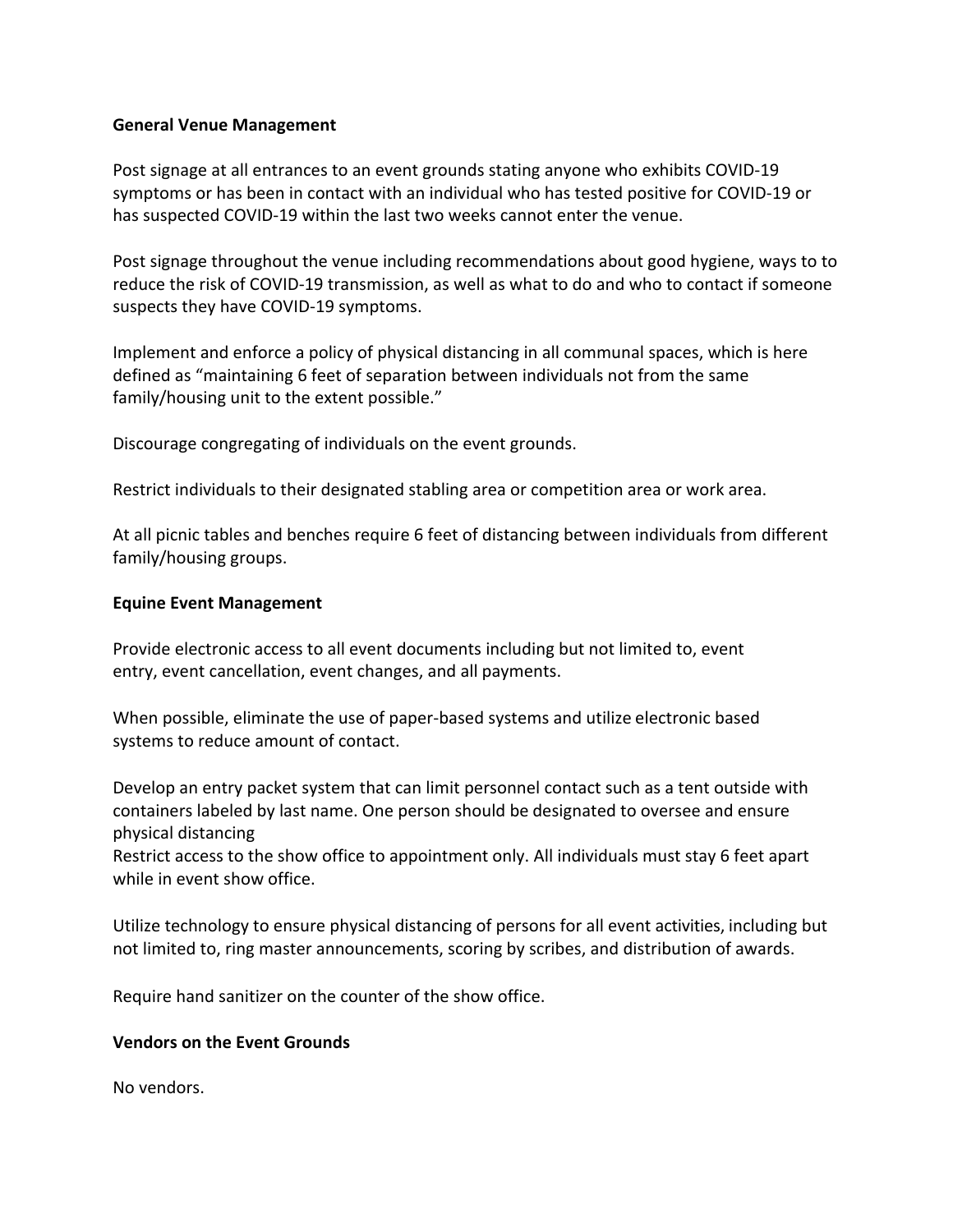**General Venue Management**

Post signage at all entrances to an event grounds stating anyone who exhibits COVID-19 symptoms or has been in contact with an individual who has tested positive for COVID-19 or has suspected COVID-19 within the last two weeks cannot enter the venue.

Post signage throughout the venue including recommendations about good hygiene, ways to to reduce the risk of COVID-19 transmission, as well as what to do and who to contact if someone suspects they have COVID-19 symptoms.

Implement and enforce a policy of physical distancing in all communal spaces, which is here defined as "maintaining 6 feet of separation between individuals not from the same family/housing unit to the extent possible."

Discourage congregating of individuals on the event grounds.

Restrict individuals to their designated stabling area or competition area or work area.

At all picnic tables and benches require 6 feet of distancing between individuals from different family/housing groups.

**Equine Event Management**

Provide electronic access to all event documents including but not limited to, event entry, event cancellation, event changes, and all payments.

When possible, eliminate the use of paper-based systems and utilize electronic based systems to reduce amount of contact.

Develop an entry packet system that can limit personnel contact such as a tent outside with containers labeled by last name. One person should be designated to oversee and ensure physical distancing
Restrict access to the show office to appointment only. All individuals must stay 6 feet apart while in event show office.

Utilize technology to ensure physical distancing of persons for all event activities, including but not limited to, ring master announcements, scoring by scribes, and distribution of awards.

Require hand sanitizer on the counter of the show office.

**Vendors on the Event Grounds**

No vendors.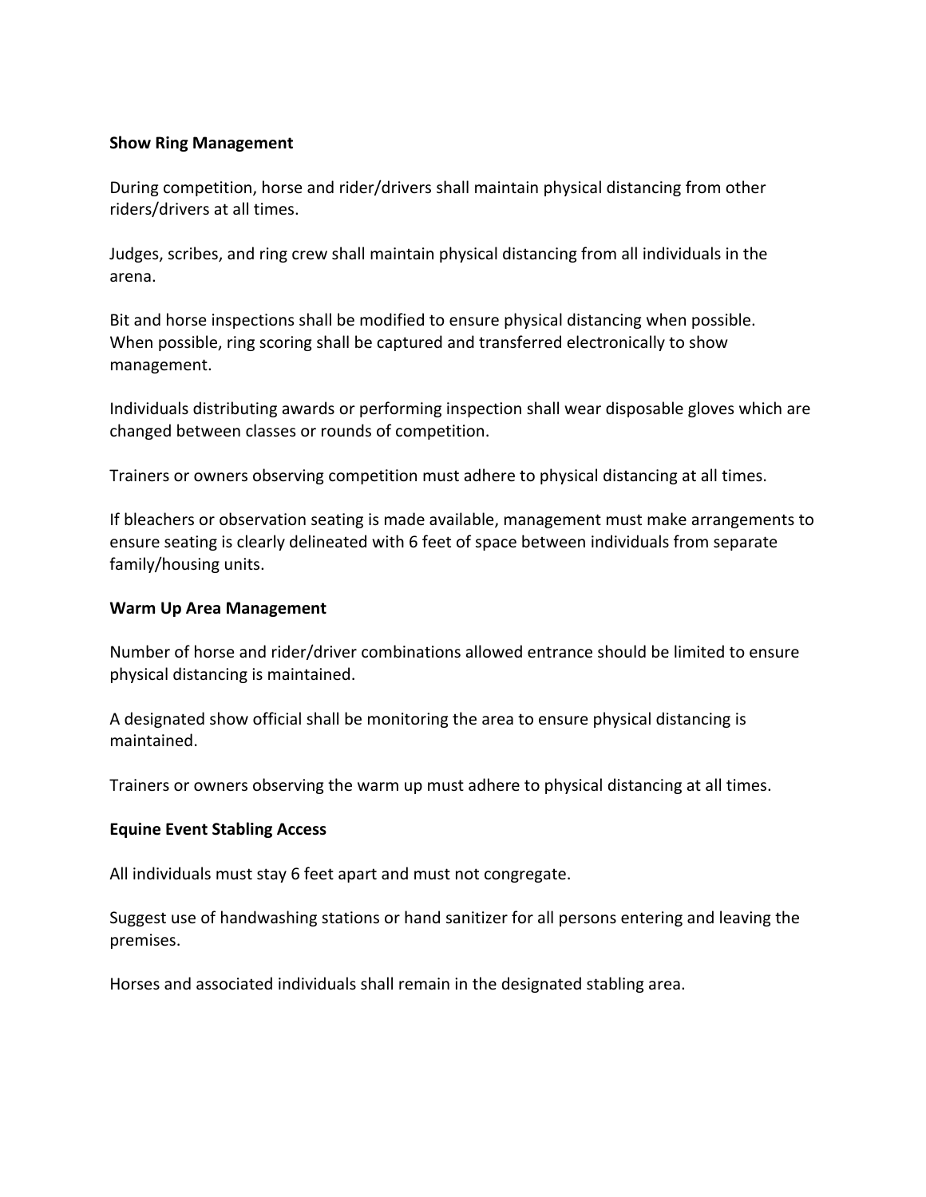**Show Ring Management**

During competition, horse and rider/drivers shall maintain physical distancing from other riders/drivers at all times.

Judges, scribes, and ring crew shall maintain physical distancing from all individuals in the arena.

Bit and horse inspections shall be modified to ensure physical distancing when possible. When possible, ring scoring shall be captured and transferred electronically to show management.

Individuals distributing awards or performing inspection shall wear disposable gloves which are changed between classes or rounds of competition.

Trainers or owners observing competition must adhere to physical distancing at all times.

If bleachers or observation seating is made available, management must make arrangements to ensure seating is clearly delineated with 6 feet of space between individuals from separate family/housing units.

**Warm Up Area Management**

Number of horse and rider/driver combinations allowed entrance should be limited to ensure physical distancing is maintained.

A designated show official shall be monitoring the area to ensure physical distancing is maintained.

Trainers or owners observing the warm up must adhere to physical distancing at all times.

**Equine Event Stabling Access**

All individuals must stay 6 feet apart and must not congregate.

Suggest use of handwashing stations or hand sanitizer for all persons entering and leaving the premises.

Horses and associated individuals shall remain in the designated stabling area.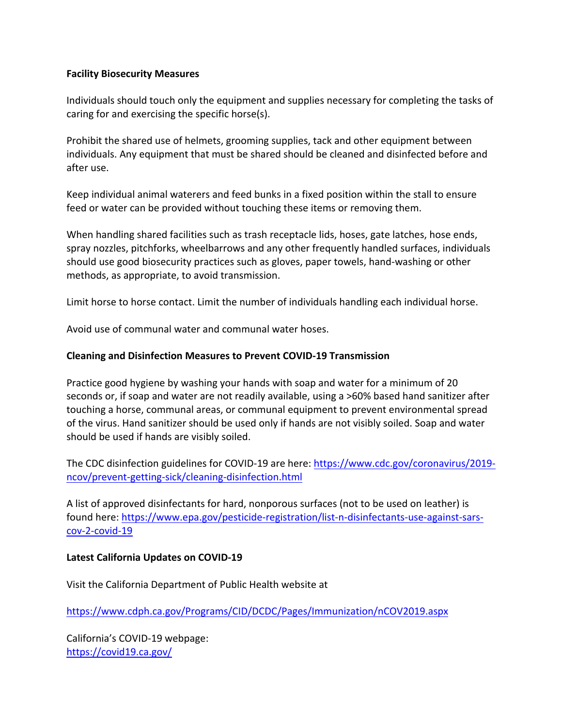**Facility Biosecurity Measures**

Individuals should touch only the equipment and supplies necessary for completing the tasks of caring for and exercising the specific horse(s).

Prohibit the shared use of helmets, grooming supplies, tack and other equipment between individuals. Any equipment that must be shared should be cleaned and disinfected before and after use.

Keep individual animal waterers and feed bunks in a fixed position within the stall to ensure feed or water can be provided without touching these items or removing them.

When handling shared facilities such as trash receptacle lids, hoses, gate latches, hose ends, spray nozzles, pitchforks, wheelbarrows and any other frequently handled surfaces, individuals should use good biosecurity practices such as gloves, paper towels, hand-washing or other methods, as appropriate, to avoid transmission.

Limit horse to horse contact. Limit the number of individuals handling each individual horse.

Avoid use of communal water and communal water hoses.

**Cleaning and Disinfection Measures to Prevent COVID-19 Transmission**

Practice good hygiene by washing your hands with soap and water for a minimum of 20 seconds or, if soap and water are not readily available, using a >60% based hand sanitizer after touching a horse, communal areas, or communal equipment to prevent environmental spread of the virus. Hand sanitizer should be used only if hands are not visibly soiled. Soap and water should be used if hands are visibly soiled.

The CDC disinfection guidelines for COVID-19 are here: [https://www.cdc.gov/coronavirus/2019-ncov/prevent-getting-sick/cleaning-disinfection.html](https://www.cdc.gov/coronavirus/2019-ncov/prevent-getting-sick/cleaning-disinfection.html)

A list of approved disinfectants for hard, nonporous surfaces (not to be used on leather) is found here: [https://www.epa.gov/pesticide-registration/list-n-disinfectants-use-against-sars-cov-2-covid-19](https://www.epa.gov/pesticide-registration/list-n-disinfectants-use-against-sars-cov-2-covid-19)

**Latest California Updates on COVID-19**

Visit the California Department of Public Health website at

[https://www.cdph.ca.gov/Programs/CID/DCDC/Pages/Immunization/nCOV2019.aspx](https://www.cdph.ca.gov/Programs/CID/DCDC/Pages/Immunization/nCOV2019.aspx)

California's COVID-19 webpage:
[https://covid19.ca.gov/](https://covid19.ca.gov/)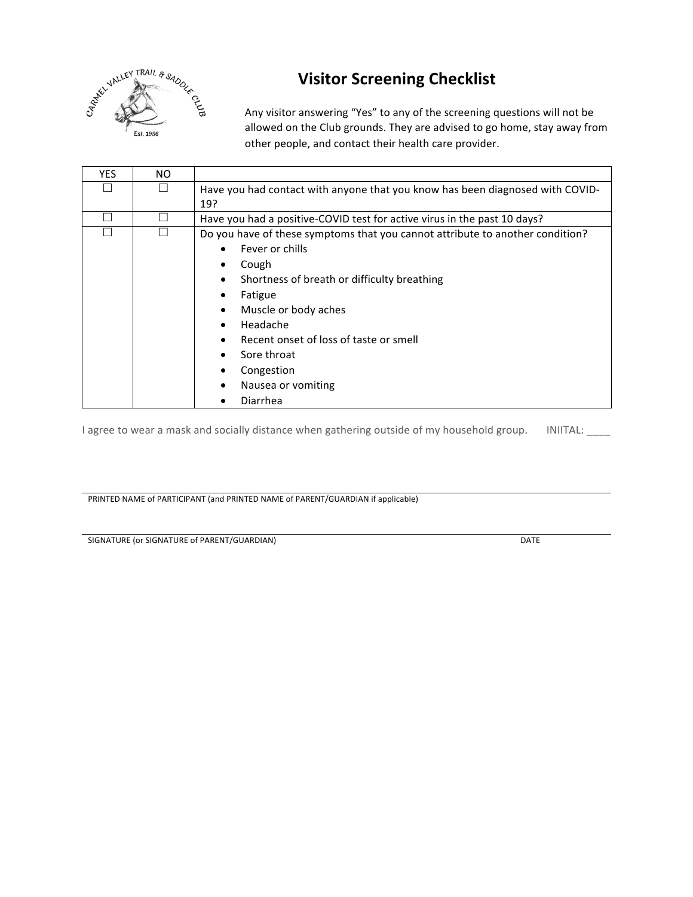# Visitor Screening Checklist

Any visitor answering "Yes" to any of the screening questions will not be allowed on the Club grounds. They are advised to go home, stay away from other people, and contact their health care provider.

| YES | NO | |
|---|---|---|
| ☐ | ☐ | Have you had contact with anyone that you know has been diagnosed with COVID-19? |
| ☐ | ☐ | Have you had a positive-COVID test for active virus in the past 10 days? |
| ☐ | ☐ | Do you have of these symptoms that you cannot attribute to another condition?<br>• Fever or chills<br>• Cough<br>• Shortness of breath or difficulty breathing<br>• Fatigue<br>• Muscle or body aches<br>• Headache<br>• Recent onset of loss of taste or smell<br>• Sore throat<br>• Congestion<br>• Nausea or vomiting<br>• Diarrhea |

I agree to wear a mask and socially distance when gathering outside of my household group. INIITAL: ____

PRINTED NAME of PARTICIPANT (and PRINTED NAME of PARENT/GUARDIAN if applicable)

SIGNATURE (or SIGNATURE of PARENT/GUARDIAN) DATE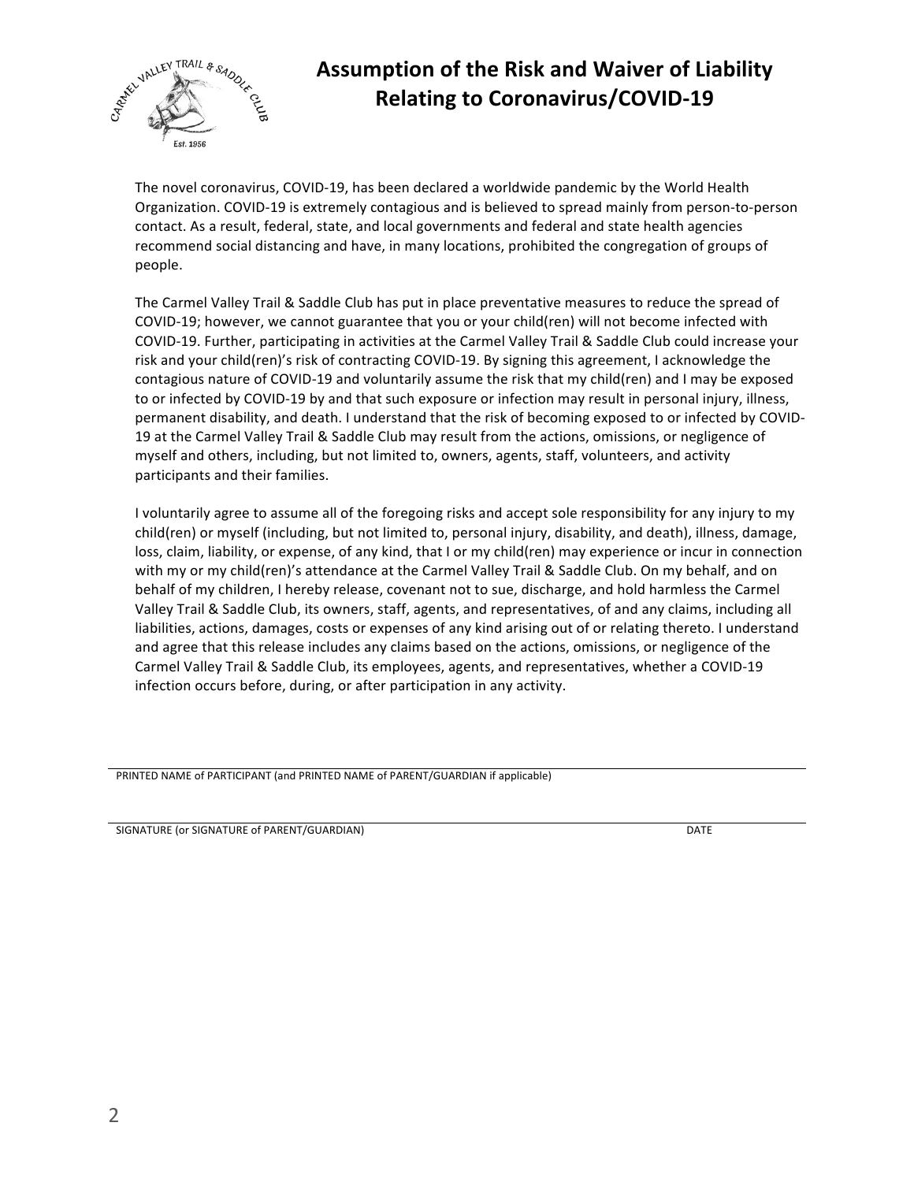# Assumption of the Risk and Waiver of Liability Relating to Coronavirus/COVID-19

The novel coronavirus, COVID-19, has been declared a worldwide pandemic by the World Health Organization. COVID-19 is extremely contagious and is believed to spread mainly from person-to-person contact. As a result, federal, state, and local governments and federal and state health agencies recommend social distancing and have, in many locations, prohibited the congregation of groups of people.

The Carmel Valley Trail & Saddle Club has put in place preventative measures to reduce the spread of COVID-19; however, we cannot guarantee that you or your child(ren) will not become infected with COVID-19. Further, participating in activities at the Carmel Valley Trail & Saddle Club could increase your risk and your child(ren)'s risk of contracting COVID-19. By signing this agreement, I acknowledge the contagious nature of COVID-19 and voluntarily assume the risk that my child(ren) and I may be exposed to or infected by COVID-19 by and that such exposure or infection may result in personal injury, illness, permanent disability, and death. I understand that the risk of becoming exposed to or infected by COVID-19 at the Carmel Valley Trail & Saddle Club may result from the actions, omissions, or negligence of myself and others, including, but not limited to, owners, agents, staff, volunteers, and activity participants and their families.

I voluntarily agree to assume all of the foregoing risks and accept sole responsibility for any injury to my child(ren) or myself (including, but not limited to, personal injury, disability, and death), illness, damage, loss, claim, liability, or expense, of any kind, that I or my child(ren) may experience or incur in connection with my or my child(ren)'s attendance at the Carmel Valley Trail & Saddle Club. On my behalf, and on behalf of my children, I hereby release, covenant not to sue, discharge, and hold harmless the Carmel Valley Trail & Saddle Club, its owners, staff, agents, and representatives, of and any claims, including all liabilities, actions, damages, costs or expenses of any kind arising out of or relating thereto. I understand and agree that this release includes any claims based on the actions, omissions, or negligence of the Carmel Valley Trail & Saddle Club, its employees, agents, and representatives, whether a COVID-19 infection occurs before, during, or after participation in any activity.

_______________________________________________

PRINTED NAME of PARTICIPANT (and PRINTED NAME of PARENT/GUARDIAN if applicable)

_______________________________________________

SIGNATURE (or SIGNATURE of PARENT/GUARDIAN) DATE